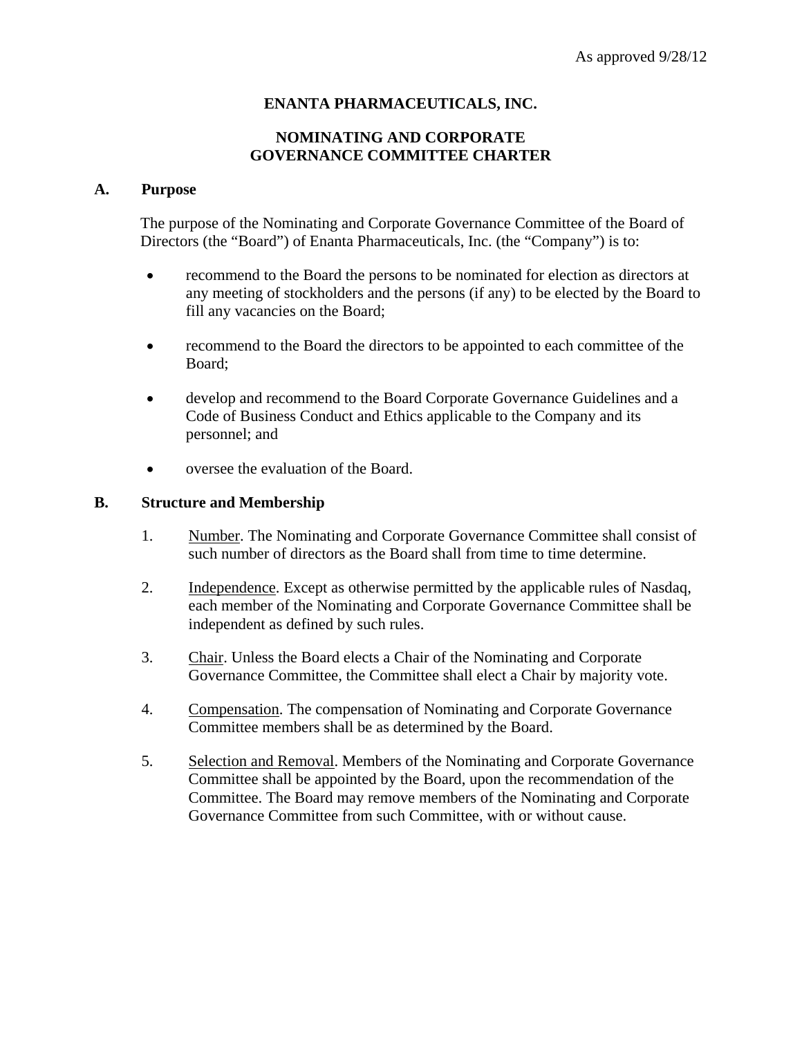As approved 9/28/12

# ENANTA PHARMACEUTICALS, INC.

# NOMINATING AND CORPORATE GOVERNANCE COMMITTEE CHARTER

## A. Purpose

The purpose of the Nominating and Corporate Governance Committee of the Board of Directors (the "Board") of Enanta Pharmaceuticals, Inc. (the "Company") is to:

- recommend to the Board the persons to be nominated for election as directors at any meeting of stockholders and the persons (if any) to be elected by the Board to fill any vacancies on the Board;
- recommend to the Board the directors to be appointed to each committee of the Board;
- develop and recommend to the Board Corporate Governance Guidelines and a Code of Business Conduct and Ethics applicable to the Company and its personnel; and
- oversee the evaluation of the Board.

## B. Structure and Membership

1. Number. The Nominating and Corporate Governance Committee shall consist of such number of directors as the Board shall from time to time determine.

2. Independence. Except as otherwise permitted by the applicable rules of Nasdaq, each member of the Nominating and Corporate Governance Committee shall be independent as defined by such rules.

3. Chair. Unless the Board elects a Chair of the Nominating and Corporate Governance Committee, the Committee shall elect a Chair by majority vote.

4. Compensation. The compensation of Nominating and Corporate Governance Committee members shall be as determined by the Board.

5. Selection and Removal. Members of the Nominating and Corporate Governance Committee shall be appointed by the Board, upon the recommendation of the Committee. The Board may remove members of the Nominating and Corporate Governance Committee from such Committee, with or without cause.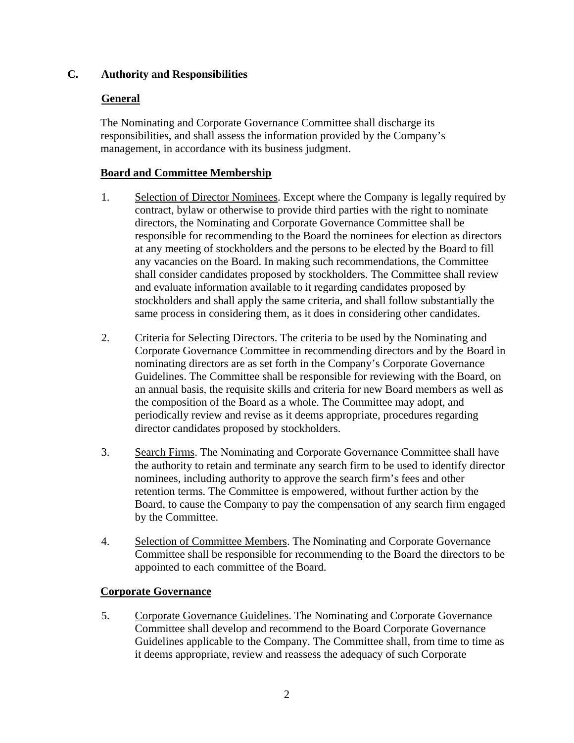## C. Authority and Responsibilities

### General

The Nominating and Corporate Governance Committee shall discharge its responsibilities, and shall assess the information provided by the Company's management, in accordance with its business judgment.

### Board and Committee Membership

1. Selection of Director Nominees. Except where the Company is legally required by contract, bylaw or otherwise to provide third parties with the right to nominate directors, the Nominating and Corporate Governance Committee shall be responsible for recommending to the Board the nominees for election as directors at any meeting of stockholders and the persons to be elected by the Board to fill any vacancies on the Board. In making such recommendations, the Committee shall consider candidates proposed by stockholders. The Committee shall review and evaluate information available to it regarding candidates proposed by stockholders and shall apply the same criteria, and shall follow substantially the same process in considering them, as it does in considering other candidates.

2. Criteria for Selecting Directors. The criteria to be used by the Nominating and Corporate Governance Committee in recommending directors and by the Board in nominating directors are as set forth in the Company's Corporate Governance Guidelines. The Committee shall be responsible for reviewing with the Board, on an annual basis, the requisite skills and criteria for new Board members as well as the composition of the Board as a whole. The Committee may adopt, and periodically review and revise as it deems appropriate, procedures regarding director candidates proposed by stockholders.

3. Search Firms. The Nominating and Corporate Governance Committee shall have the authority to retain and terminate any search firm to be used to identify director nominees, including authority to approve the search firm's fees and other retention terms. The Committee is empowered, without further action by the Board, to cause the Company to pay the compensation of any search firm engaged by the Committee.

4. Selection of Committee Members. The Nominating and Corporate Governance Committee shall be responsible for recommending to the Board the directors to be appointed to each committee of the Board.

### Corporate Governance

5. Corporate Governance Guidelines. The Nominating and Corporate Governance Committee shall develop and recommend to the Board Corporate Governance Guidelines applicable to the Company. The Committee shall, from time to time as it deems appropriate, review and reassess the adequacy of such Corporate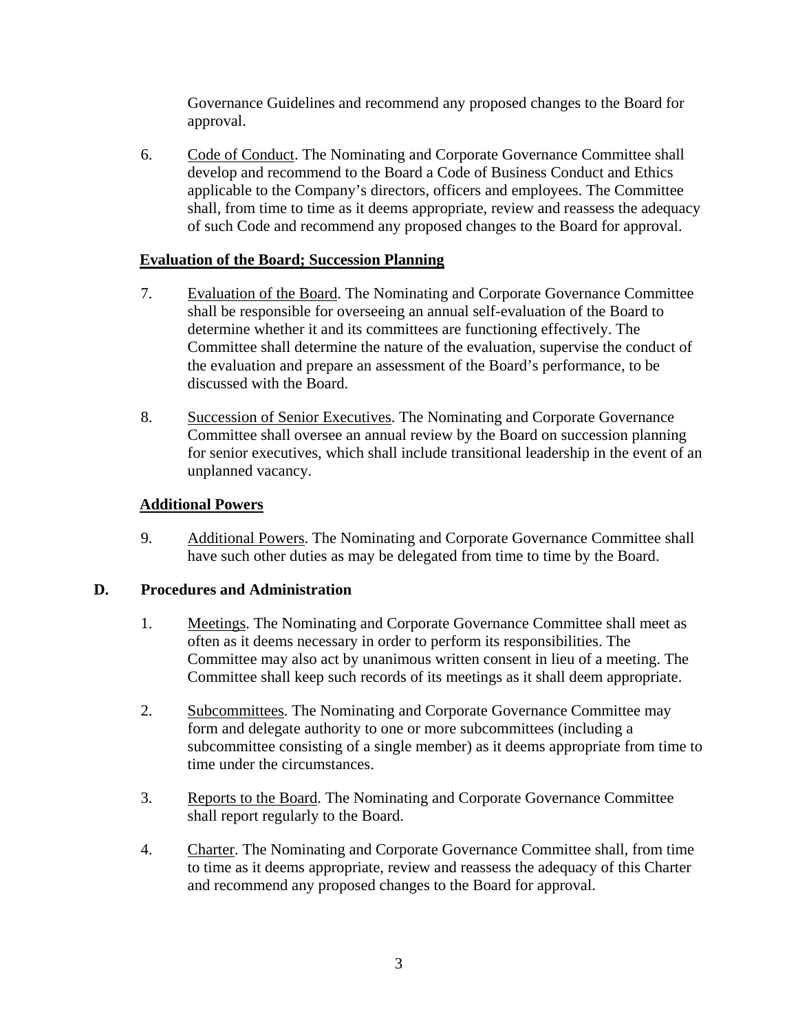Governance Guidelines and recommend any proposed changes to the Board for approval.

6. Code of Conduct. The Nominating and Corporate Governance Committee shall develop and recommend to the Board a Code of Business Conduct and Ethics applicable to the Company's directors, officers and employees. The Committee shall, from time to time as it deems appropriate, review and reassess the adequacy of such Code and recommend any proposed changes to the Board for approval.

**Evaluation of the Board; Succession Planning**

7. Evaluation of the Board. The Nominating and Corporate Governance Committee shall be responsible for overseeing an annual self-evaluation of the Board to determine whether it and its committees are functioning effectively. The Committee shall determine the nature of the evaluation, supervise the conduct of the evaluation and prepare an assessment of the Board's performance, to be discussed with the Board.

8. Succession of Senior Executives. The Nominating and Corporate Governance Committee shall oversee an annual review by the Board on succession planning for senior executives, which shall include transitional leadership in the event of an unplanned vacancy.

**Additional Powers**

9. Additional Powers. The Nominating and Corporate Governance Committee shall have such other duties as may be delegated from time to time by the Board.

## D. Procedures and Administration

1. Meetings. The Nominating and Corporate Governance Committee shall meet as often as it deems necessary in order to perform its responsibilities. The Committee may also act by unanimous written consent in lieu of a meeting. The Committee shall keep such records of its meetings as it shall deem appropriate.

2. Subcommittees. The Nominating and Corporate Governance Committee may form and delegate authority to one or more subcommittees (including a subcommittee consisting of a single member) as it deems appropriate from time to time under the circumstances.

3. Reports to the Board. The Nominating and Corporate Governance Committee shall report regularly to the Board.

4. Charter. The Nominating and Corporate Governance Committee shall, from time to time as it deems appropriate, review and reassess the adequacy of this Charter and recommend any proposed changes to the Board for approval.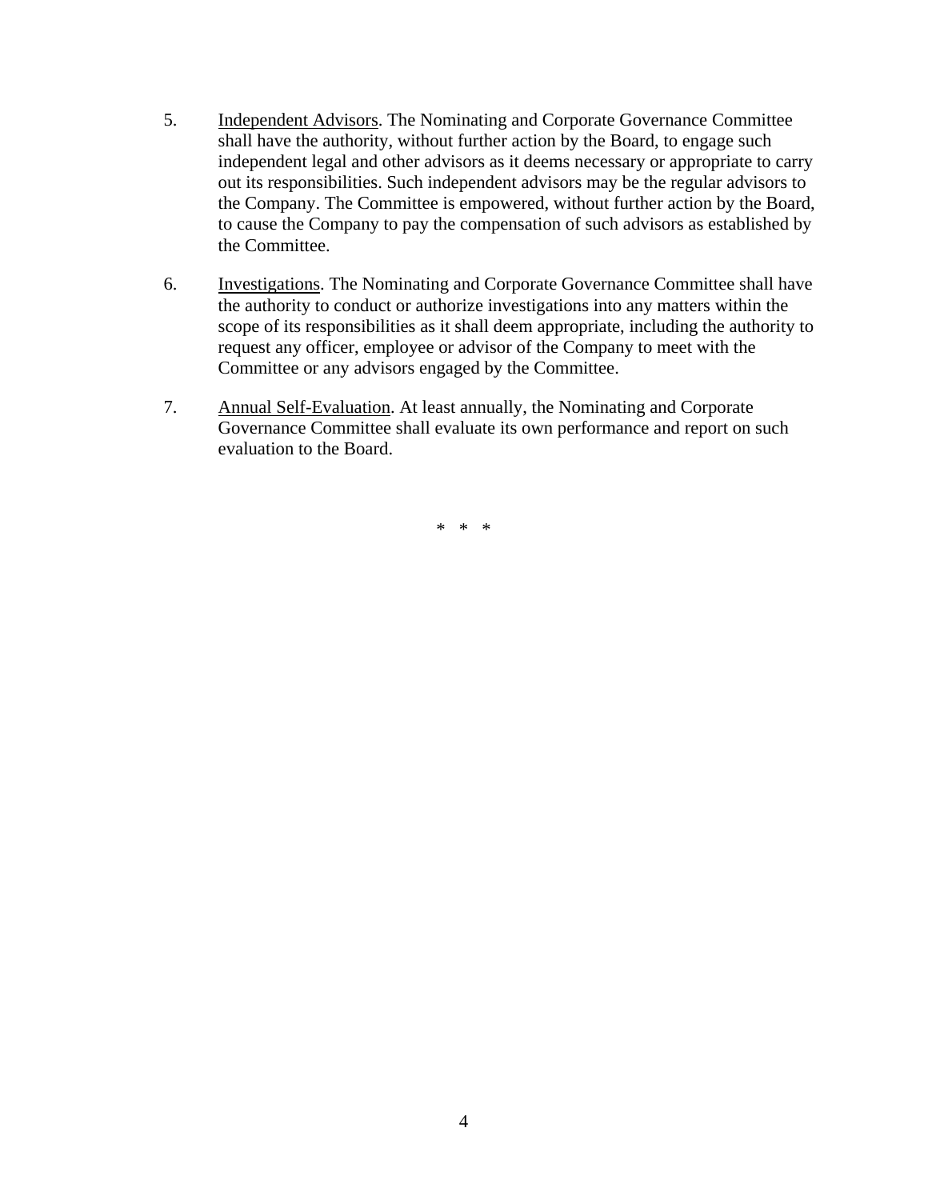5. <u>Independent Advisors</u>. The Nominating and Corporate Governance Committee shall have the authority, without further action by the Board, to engage such independent legal and other advisors as it deems necessary or appropriate to carry out its responsibilities. Such independent advisors may be the regular advisors to the Company. The Committee is empowered, without further action by the Board, to cause the Company to pay the compensation of such advisors as established by the Committee.

6. <u>Investigations</u>. The Nominating and Corporate Governance Committee shall have the authority to conduct or authorize investigations into any matters within the scope of its responsibilities as it shall deem appropriate, including the authority to request any officer, employee or advisor of the Company to meet with the Committee or any advisors engaged by the Committee.

7. <u>Annual Self-Evaluation</u>. At least annually, the Nominating and Corporate Governance Committee shall evaluate its own performance and report on such evaluation to the Board.

\* \* \*